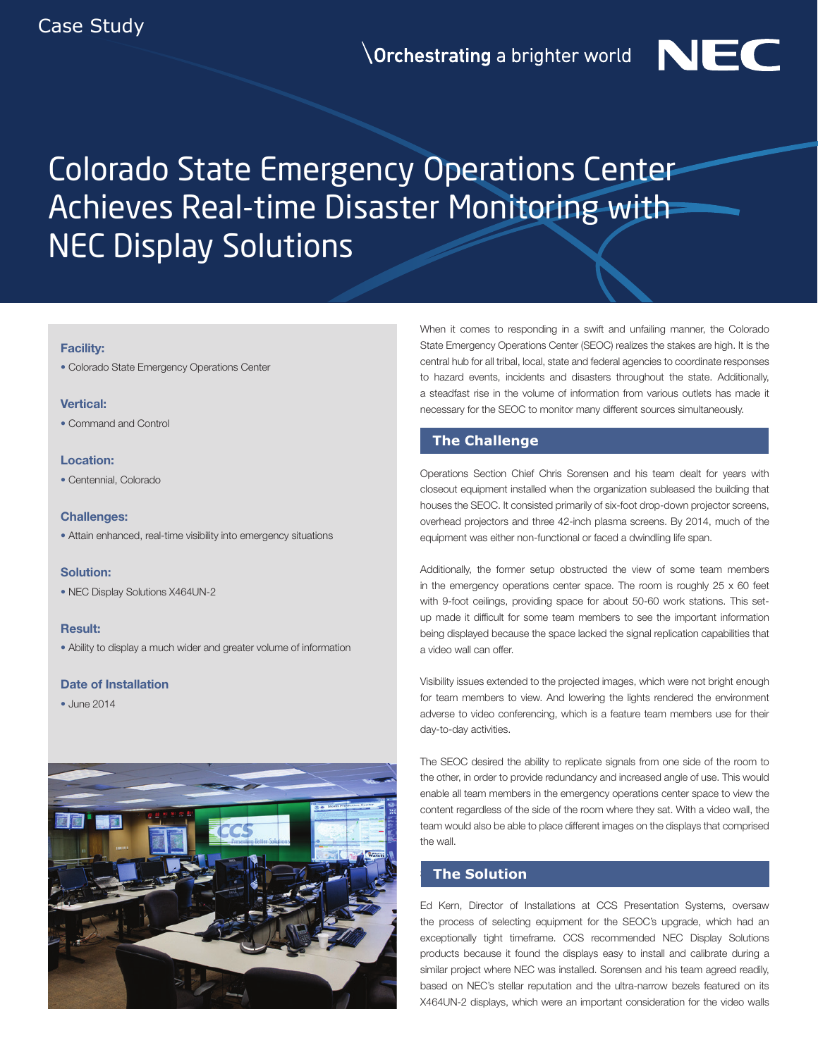Case Study

# Colorado State Emergency Operations Center Achieves Real-time Disaster Monitoring with NEC Display Solutions

**Facility:**
- Colorado State Emergency Operations Center

**Vertical:**
- Command and Control

**Location:**
- Centennial, Colorado

**Challenges:**
- Attain enhanced, real-time visibility into emergency situations

**Solution:**
- NEC Display Solutions X464UN-2

**Result:**
- Ability to display a much wider and greater volume of information

**Date of Installation**
- June 2014

When it comes to responding in a swift and unfailing manner, the Colorado State Emergency Operations Center (SEOC) realizes the stakes are high. It is the central hub for all tribal, local, state and federal agencies to coordinate responses to hazard events, incidents and disasters throughout the state. Additionally, a steadfast rise in the volume of information from various outlets has made it necessary for the SEOC to monitor many different sources simultaneously.

## The Challenge

Operations Section Chief Chris Sorensen and his team dealt for years with closeout equipment installed when the organization subleased the building that houses the SEOC. It consisted primarily of six-foot drop-down projector screens, overhead projectors and three 42-inch plasma screens. By 2014, much of the equipment was either non-functional or faced a dwindling life span.

Additionally, the former setup obstructed the view of some team members in the emergency operations center space. The room is roughly 25 x 60 feet with 9-foot ceilings, providing space for about 50-60 work stations. This set-up made it difficult for some team members to see the important information being displayed because the space lacked the signal replication capabilities that a video wall can offer.

Visibility issues extended to the projected images, which were not bright enough for team members to view. And lowering the lights rendered the environment adverse to video conferencing, which is a feature team members use for their day-to-day activities.

The SEOC desired the ability to replicate signals from one side of the room to the other, in order to provide redundancy and increased angle of use. This would enable all team members in the emergency operations center space to view the content regardless of the side of the room where they sat. With a video wall, the team would also be able to place different images on the displays that comprised the wall.

## The Solution

Ed Kern, Director of Installations at CCS Presentation Systems, oversaw the process of selecting equipment for the SEOC's upgrade, which had an exceptionally tight timeframe. CCS recommended NEC Display Solutions products because it found the displays easy to install and calibrate during a similar project where NEC was installed. Sorensen and his team agreed readily, based on NEC's stellar reputation and the ultra-narrow bezels featured on its X464UN-2 displays, which were an important consideration for the video walls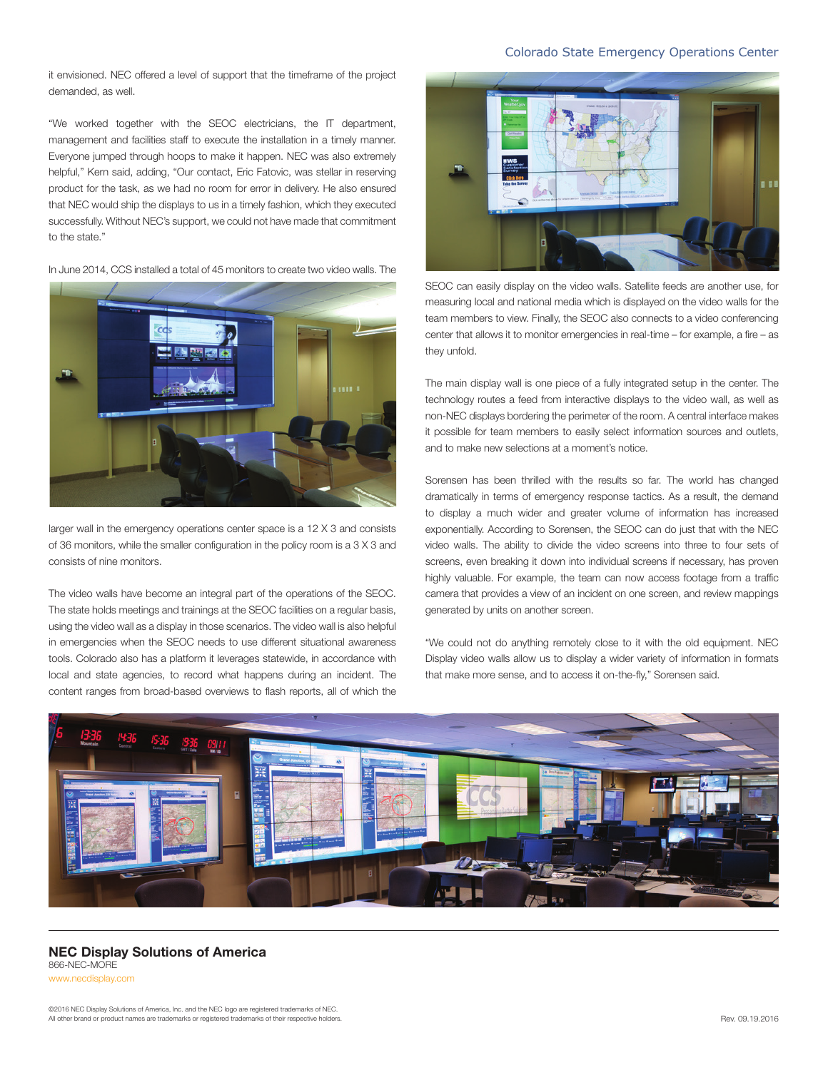it envisioned. NEC offered a level of support that the timeframe of the project demanded, as well.

"We worked together with the SEOC electricians, the IT department, management and facilities staff to execute the installation in a timely manner. Everyone jumped through hoops to make it happen. NEC was also extremely helpful," Kern said, adding, "Our contact, Eric Fatovic, was stellar in reserving product for the task, as we had no room for error in delivery. He also ensured that NEC would ship the displays to us in a timely fashion, which they executed successfully. Without NEC's support, we could not have made that commitment to the state."

In June 2014, CCS installed a total of 45 monitors to create two video walls. The larger wall in the emergency operations center space is a 12 X 3 and consists of 36 monitors, while the smaller configuration in the policy room is a 3 X 3 and consists of nine monitors.

The video walls have become an integral part of the operations of the SEOC. The state holds meetings and trainings at the SEOC facilities on a regular basis, using the video wall as a display in those scenarios. The video wall is also helpful in emergencies when the SEOC needs to use different situational awareness tools. Colorado also has a platform it leverages statewide, in accordance with local and state agencies, to record what happens during an incident. The content ranges from broad-based overviews to flash reports, all of which the SEOC can easily display on the video walls. Satellite feeds are another use, for measuring local and national media which is displayed on the video walls for the team members to view. Finally, the SEOC also connects to a video conferencing center that allows it to monitor emergencies in real-time – for example, a fire – as they unfold.

The main display wall is one piece of a fully integrated setup in the center. The technology routes a feed from interactive displays to the video wall, as well as non-NEC displays bordering the perimeter of the room. A central interface makes it possible for team members to easily select information sources and outlets, and to make new selections at a moment's notice.

Sorensen has been thrilled with the results so far. The world has changed dramatically in terms of emergency response tactics. As a result, the demand to display a much wider and greater volume of information has increased exponentially. According to Sorensen, the SEOC can do just that with the NEC video walls. The ability to divide the video screens into three to four sets of screens, even breaking it down into individual screens if necessary, has proven highly valuable. For example, the team can now access footage from a traffic camera that provides a view of an incident on one screen, and review mappings generated by units on another screen.

"We could not do anything remotely close to it with the old equipment. NEC Display video walls allow us to display a wider variety of information in formats that make more sense, and to access it on-the-fly," Sorensen said.

**NEC Display Solutions of America**
866-NEC-MORE
www.necdisplay.com

©2016 NEC Display Solutions of America, Inc. and the NEC logo are registered trademarks of NEC.
All other brand or product names are trademarks or registered trademarks of their respective holders.

Rev. 09.19.2016